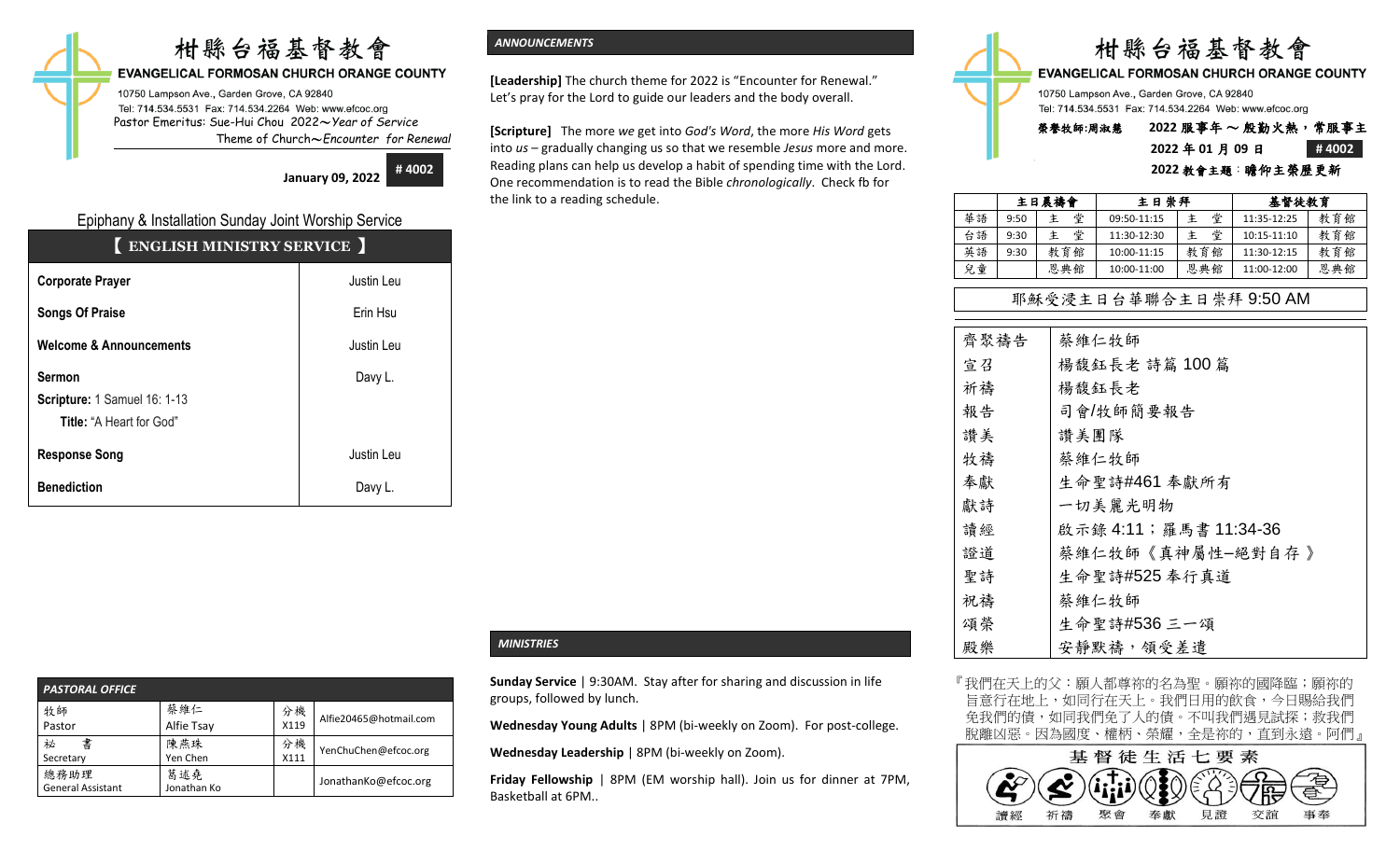# 柑縣台福基督教會

**EVANGELICAL FORMOSAN CHURCH ORANGE COUNTY**

10750 Lampson Ave., Garden Grove, CA 92840
Tel: 714.534.5531 Fax: 714.534.2264 Web: www.efcoc.org
Pastor Emeritus: Sue-Hui Chou 2022～*Year of Service*
Theme of Church～*Encounter for Renewal*

**January 09, 2022** **# 4002**

## Epiphany & Installation Sunday Joint Worship Service

| 【 ENGLISH MINISTRY SERVICE 】 | |
|---|---|
| **Corporate Prayer** | Justin Leu |
| **Songs Of Praise** | Erin Hsu |
| **Welcome & Announcements** | Justin Leu |
| **Sermon**<br>**Scripture:** 1 Samuel 16: 1-13<br>**Title:** "A Heart for God" | Davy L. |
| **Response Song** | Justin Leu |
| **Benediction** | Davy L. |

| *PASTORAL OFFICE* | | | |
|---|---|---|---|
| 牧師<br>Pastor | 蔡維仁<br>Alfie Tsay | 分機<br>X119 | Alfie20465@hotmail.com |
| 祕　書<br>Secretary | 陳燕珠<br>Yen Chen | 分機<br>X111 | YenChuChen@efcoc.org |
| 總務助理<br>General Assistant | 葛述堯<br>Jonathan Ko | | JonathanKo@efcoc.org |

## *ANNOUNCEMENTS*

**[Leadership]** The church theme for 2022 is "Encounter for Renewal." Let's pray for the Lord to guide our leaders and the body overall.

**[Scripture]** The more *we* get into *God's Word*, the more *His Word* gets into *us* – gradually changing us so that we resemble *Jesus* more and more. Reading plans can help us develop a habit of spending time with the Lord. One recommendation is to read the Bible *chronologically*. Check fb for the link to a reading schedule.

## *MINISTRIES*

**Sunday Service** | 9:30AM. Stay after for sharing and discussion in life groups, followed by lunch.

**Wednesday Young Adults** | 8PM (bi-weekly on Zoom). For post-college.

**Wednesday Leadership** | 8PM (bi-weekly on Zoom).

**Friday Fellowship** | 8PM (EM worship hall). Join us for dinner at 7PM, Basketball at 6PM..

# 柑縣台福基督教會

**EVANGELICAL FORMOSAN CHURCH ORANGE COUNTY**

10750 Lampson Ave., Garden Grove, CA 92840
Tel: 714.534.5531 Fax: 714.534.2264 Web: www.efcoc.org

**榮譽牧師:周淑慧** **2022 服事年 ～ 殷勤火熱，常服事主**

**2022 年 01 月 09 日** **# 4002**

**2022 教會主題：瞻仰主榮歷更新**

| | 主日晨禱會 | | 主日崇拜 | | 基督徒教育 | |
|---|---|---|---|---|---|---|
| 華語 | 9:50 | 主　堂 | 09:50-11:15 | 主　堂 | 11:35-12:25 | 教育館 |
| 台語 | 9:30 | 主　堂 | 11:30-12:30 | 主　堂 | 10:15-11:10 | 教育館 |
| 英語 | 9:30 | 教育館 | 10:00-11:15 | 教育館 | 11:30-12:15 | 教育館 |
| 兒童 | | 恩典館 | 10:00-11:00 | 恩典館 | 11:00-12:00 | 恩典館 |

## 耶穌受浸主日台華聯合主日崇拜 9:50 AM

| | |
|---|---|
| 齊聚禱告 | 蔡維仁牧師 |
| 宣召 | 楊馥鈺長老 詩篇 100 篇 |
| 祈禱 | 楊馥鈺長老 |
| 報告 | 司會/牧師簡要報告 |
| 讚美 | 讚美團隊 |
| 牧禱 | 蔡維仁牧師 |
| 奉獻 | 生命聖詩#461 奉獻所有 |
| 獻詩 | 一切美麗光明物 |
| 讀經 | 啟示錄 4:11；羅馬書 11:34-36 |
| 證道 | 蔡維仁牧師《真神屬性–絕對自存》 |
| 聖詩 | 生命聖詩#525 奉行真道 |
| 祝禱 | 蔡維仁牧師 |
| 頌榮 | 生命聖詩#536 三一頌 |
| 殿樂 | 安靜默禱，領受差遣 |

『我們在天上的父：願人都尊祢的名為聖。願祢的國降臨；願祢的旨意行在地上，如同行在天上。我們日用的飲食，今日賜給我們。免我們的債，如同我們免了人的債。不叫我們遇見試探；救我們脫離凶惡。因為國度、權柄、榮耀，全是祢的，直到永遠。阿們』

**基督徒生活七要素**

讀經　祈禱　聚會　奉獻　見證　交誼　事奉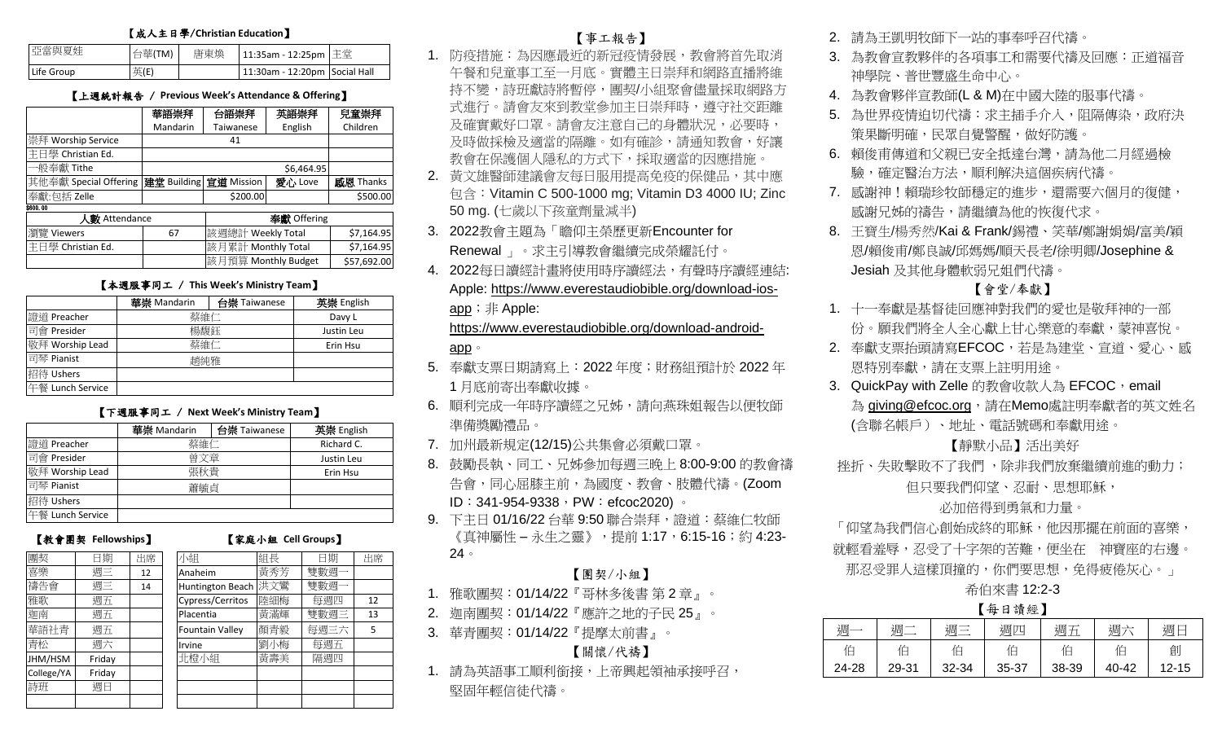【成人主日學/Christian Education】

| | | | | |
|---|---|---|---|---|
| 亞當與夏娃 | 台華(TM) | 唐東煥 | 11:35am - 12:25pm | 主堂 |
| Life Group | 英(E) | | 11:30am - 12:20pm | Social Hall |

【上週統計報告 / Previous Week's Attendance & Offering】

| | 華語崇拜 Mandarin | 台語崇拜 Taiwanese | 英語崇拜 English | 兒童崇拜 Children |
|---|---|---|---|---|
| 崇拜 Worship Service | 41 | | | |
| 主日學 Christian Ed. | | | | |
| 一般奉獻 Tithe | | | $6,464.95 | |
| 其他奉獻 Special Offering | 建堂 Building | 宣道 Mission | 愛心 Love | 感恩 Thanks |
| 奉獻:包括 Zelle | | $200.00 | | $500.00 |

$600.00

| 人數 Attendance | | 奉獻 Offering | |
|---|---|---|---|
| 瀏覽 Viewers | 67 | 該週總計 Weekly Total | $7,164.95 |
| 主日學 Christian Ed. | | 該月累計 Monthly Total | $7,164.95 |
| | | 該月預算 Monthly Budget | $57,692.00 |

【本週服事同工 / This Week's Ministry Team】

| | 華崇 Mandarin | 台崇 Taiwanese | 英崇 English |
|---|---|---|---|
| 證道 Preacher | 蔡維仁 | | Davy L |
| 司會 Presider | 楊馥鈺 | | Justin Leu |
| 敬拜 Worship Lead | 蔡維仁 | | Erin Hsu |
| 司琴 Pianist | 趙純雅 | | |
| 招待 Ushers | | | |
| 午餐 Lunch Service | | | |

【下週服事同工 / Next Week's Ministry Team】

| | 華崇 Mandarin | 台崇 Taiwanese | 英崇 English |
|---|---|---|---|
| 證道 Preacher | 蔡維仁 | | Richard C. |
| 司會 Presider | 曾文章 | | Justin Leu |
| 敬拜 Worship Lead | 張秋貴 | | Erin Hsu |
| 司琴 Pianist | 蕭毓貞 | | |
| 招待 Ushers | | | |
| 午餐 Lunch Service | | | |

【教會團契 Fellowships】

| 團契 | 日期 | 出席 |
|---|---|---|
| 喜樂 | 週三 | 12 |
| 禱告會 | 週三 | 14 |
| 雅歌 | 週五 | |
| 迦南 | 週五 | |
| 華語社青 | 週五 | |
| 青松 | 週六 | |
| JHM/HSM | Friday | |
| College/YA | Friday | |
| 詩班 | 週日 | |

【家庭小組 Cell Groups】

| 小組 | 組長 | 日期 | 出席 |
|---|---|---|---|
| Anaheim | 黃秀芳 | 雙數週一 | |
| Huntington Beach | 洪文驚 | 雙數週一 | |
| Cypress/Cerritos | 陸細梅 | 每週四 | 12 |
| Placentia | 黃滿輝 | 雙數週三 | 13 |
| Fountain Valley | 顏青毅 | 每週三六 | 5 |
| Irvine | 劉小梅 | 每週五 | |
| 北橙小組 | 黃壽美 | 隔週四 | |

【事工報告】

1. 防疫措施：為因應最近的新冠疫情發展，教會將首先取消午餐和兒童事工至一月底。實體主日崇拜和網路直播將維持不變，詩班獻詩將暫停，團契/小組聚會儘量採取網路方式進行。請會友來到教堂參加主日崇拜時，遵守社交距離及確實戴好口罩。請會友注意自己的身體狀況，必要時，及時做採檢及適當的隔離。如有確診，請通知教會，好讓教會在保護個人隱私的方式下，採取適當的因應措施。
2. 黃文雄醫師建議會友每日服用提高免疫的保健品，其中應包含：Vitamin C 500-1000 mg; Vitamin D3 4000 IU; Zinc 50 mg. (七歲以下孩童劑量減半)
3. 2022教會主題為「瞻仰主榮歷更新Encounter for Renewal 」。求主引導教會繼續完成榮耀託付。
4. 2022每日讀經計畫將使用時序讀經法，有聲時序讀經連結: Apple: https://www.everestaudiobible.org/download-ios-app；非 Apple: https://www.everestaudiobible.org/download-android-app。
5. 奉獻支票日期請寫上：2022 年度；財務組預計於 2022 年 1 月底前寄出奉獻收據。
6. 順利完成一年時序讀經之兄姊，請向燕珠姐報告以便牧師準備獎勵禮品。
7. 加州最新規定(12/15)公共集會必須戴口罩。
8. 鼓勵長執、同工、兄姊參加每週三晚上 8:00-9:00 的教會禱告會，同心屈膝主前，為國度、教會、肢體代禱。(Zoom ID：341-954-9338，PW：efcoc2020) 。
9. 下主日 01/16/22 台華 9:50 聯合崇拜，證道：蔡維仁牧師《真神屬性 – 永生之靈》，提前 1:17，6:15-16；約 4:23-24。

【團契/小組】

1. 雅歌團契：01/14/22『哥林多後書 第 2 章』。
2. 迦南團契：01/14/22『應許之地的子民 25』。
3. 華青團契：01/14/22『提摩太前書』。

【關懷/代禱】

1. 請為英語事工順利銜接，上帝興起領袖承接呼召，堅固年輕信徒代禱。
2. 請為王凱明牧師下一站的事奉呼召代禱。
3. 為教會宣教夥伴的各項事工和需要代禱及回應：正道福音神學院、普世豐盛生命中心。
4. 為教會夥伴宣教師(L & M)在中國大陸的服事代禱。
5. 為世界疫情迫切代禱：求主插手介入，阻隔傳染，政府決策果斷明確，民眾自覺警醒，做好防護。
6. 賴俊甫傳道和父親已安全抵達台灣，請為他二月經過檢驗，確定醫治方法，順利解決這個疾病代禱。
7. 感謝神！賴瑞珍牧師穩定的進步，還需要六個月的復健，感謝兄姊的禱告，請繼續為他的恢復代求。
8. 王寶生/楊秀然/Kai & Frank/錫禮、笑華/鄭謝娟娟/富美/穎恩/賴俊甫/鄭良誠/邱媽媽/順天長老/徐明卿/Josephine & Jesiah 及其他身體軟弱兄姐們代禱。

【會堂/奉獻】

1. 十一奉獻是基督徒回應神對我們的愛也是敬拜神的一部份。願我們將全人全心獻上甘心樂意的奉獻，蒙神喜悅。
2. 奉獻支票抬頭請寫EFCOC，若是為建堂、宣道、愛心、感恩特別奉獻，請在支票上註明用途。
3. QuickPay with Zelle 的教會收款人為 EFCOC，email 為 giving@efcoc.org，請在Memo處註明奉獻者的英文姓名(含聯名帳戶）、地址、電話號碼和奉獻用途。

【靜默小品】活出美好

挫折、失敗擊敗不了我們 ，除非我們放棄繼續前進的動力；

但只要我們仰望、忍耐、思想耶穌，

必加倍得到勇氣和力量。

「仰望為我們信心創始成終的耶穌，他因那擺在前面的喜樂，就輕看羞辱，忍受了十字架的苦難，便坐在　神寶座的右邊。那忍受罪人這樣頂撞的，你們要思想，免得疲倦灰心。」

希伯來書 12:2-3

【每日讀經】

| 週一 | 週二 | 週三 | 週四 | 週五 | 週六 | 週日 |
|---|---|---|---|---|---|---|
| 伯 | 伯 | 伯 | 伯 | 伯 | 伯 | 創 |
| 24-28 | 29-31 | 32-34 | 35-37 | 38-39 | 40-42 | 12-15 |